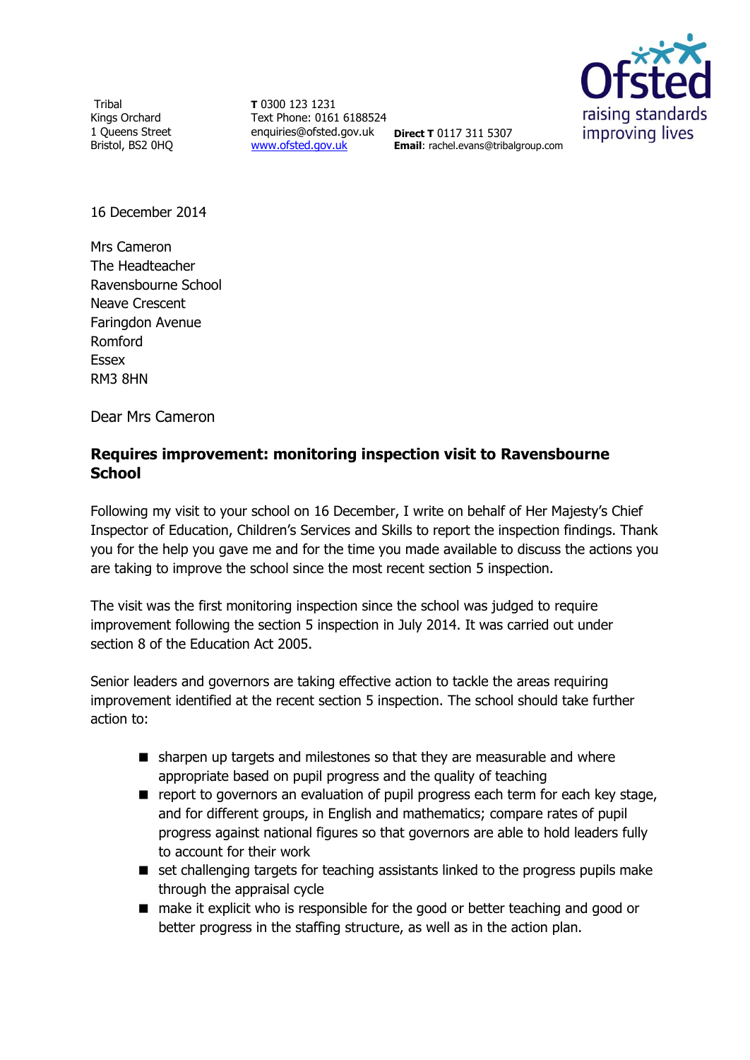Tribal
Kings Orchard
1 Queens Street
Bristol, BS2 0HQ

**T** 0300 123 1231
Text Phone: 0161 6188524
enquiries@ofsted.gov.uk
www.ofsted.gov.uk

**Direct T** 0117 311 5307
**Email**: rachel.evans@tribalgroup.com

Ofsted
raising standards
improving lives

16 December 2014

Mrs Cameron
The Headteacher
Ravensbourne School
Neave Crescent
Faringdon Avenue
Romford
Essex
RM3 8HN

Dear Mrs Cameron

**Requires improvement: monitoring inspection visit to Ravensbourne School**

Following my visit to your school on 16 December, I write on behalf of Her Majesty's Chief Inspector of Education, Children's Services and Skills to report the inspection findings. Thank you for the help you gave me and for the time you made available to discuss the actions you are taking to improve the school since the most recent section 5 inspection.

The visit was the first monitoring inspection since the school was judged to require improvement following the section 5 inspection in July 2014. It was carried out under section 8 of the Education Act 2005.

Senior leaders and governors are taking effective action to tackle the areas requiring improvement identified at the recent section 5 inspection. The school should take further action to:

- sharpen up targets and milestones so that they are measurable and where appropriate based on pupil progress and the quality of teaching
- report to governors an evaluation of pupil progress each term for each key stage, and for different groups, in English and mathematics; compare rates of pupil progress against national figures so that governors are able to hold leaders fully to account for their work
- set challenging targets for teaching assistants linked to the progress pupils make through the appraisal cycle
- make it explicit who is responsible for the good or better teaching and good or better progress in the staffing structure, as well as in the action plan.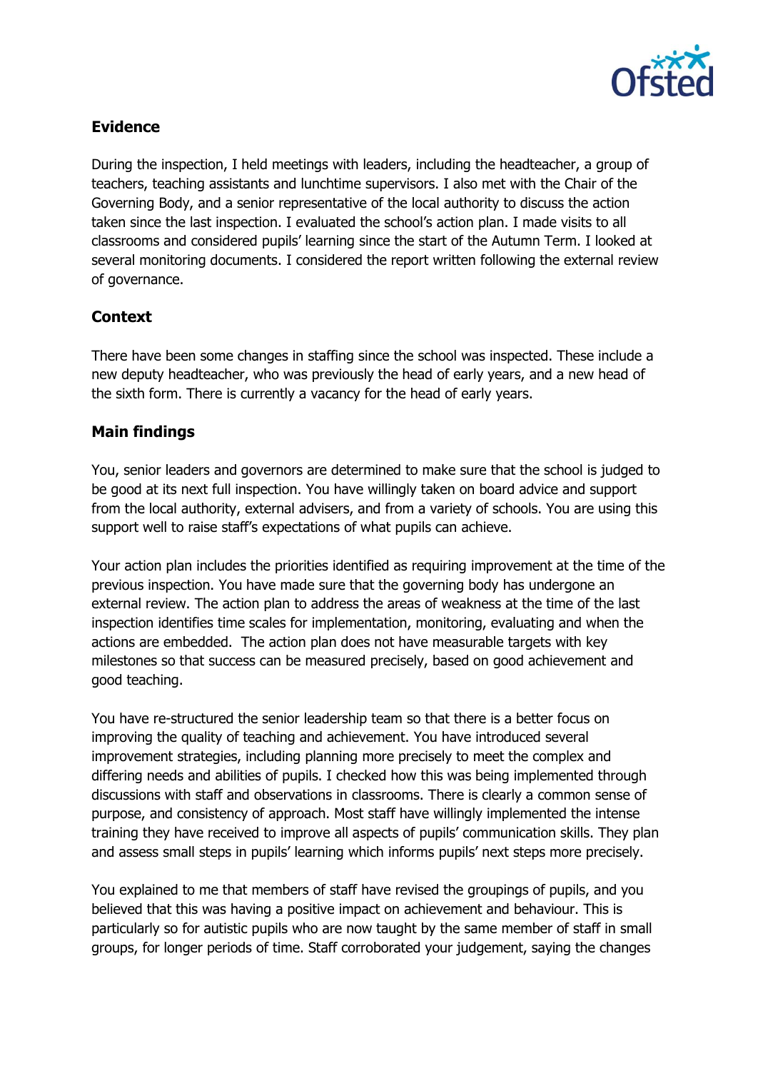## Evidence

During the inspection, I held meetings with leaders, including the headteacher, a group of teachers, teaching assistants and lunchtime supervisors. I also met with the Chair of the Governing Body, and a senior representative of the local authority to discuss the action taken since the last inspection. I evaluated the school's action plan. I made visits to all classrooms and considered pupils' learning since the start of the Autumn Term. I looked at several monitoring documents. I considered the report written following the external review of governance.

## Context

There have been some changes in staffing since the school was inspected. These include a new deputy headteacher, who was previously the head of early years, and a new head of the sixth form. There is currently a vacancy for the head of early years.

## Main findings

You, senior leaders and governors are determined to make sure that the school is judged to be good at its next full inspection. You have willingly taken on board advice and support from the local authority, external advisers, and from a variety of schools. You are using this support well to raise staff's expectations of what pupils can achieve.

Your action plan includes the priorities identified as requiring improvement at the time of the previous inspection. You have made sure that the governing body has undergone an external review. The action plan to address the areas of weakness at the time of the last inspection identifies time scales for implementation, monitoring, evaluating and when the actions are embedded. The action plan does not have measurable targets with key milestones so that success can be measured precisely, based on good achievement and good teaching.

You have re-structured the senior leadership team so that there is a better focus on improving the quality of teaching and achievement. You have introduced several improvement strategies, including planning more precisely to meet the complex and differing needs and abilities of pupils. I checked how this was being implemented through discussions with staff and observations in classrooms. There is clearly a common sense of purpose, and consistency of approach. Most staff have willingly implemented the intense training they have received to improve all aspects of pupils' communication skills. They plan and assess small steps in pupils' learning which informs pupils' next steps more precisely.

You explained to me that members of staff have revised the groupings of pupils, and you believed that this was having a positive impact on achievement and behaviour. This is particularly so for autistic pupils who are now taught by the same member of staff in small groups, for longer periods of time. Staff corroborated your judgement, saying the changes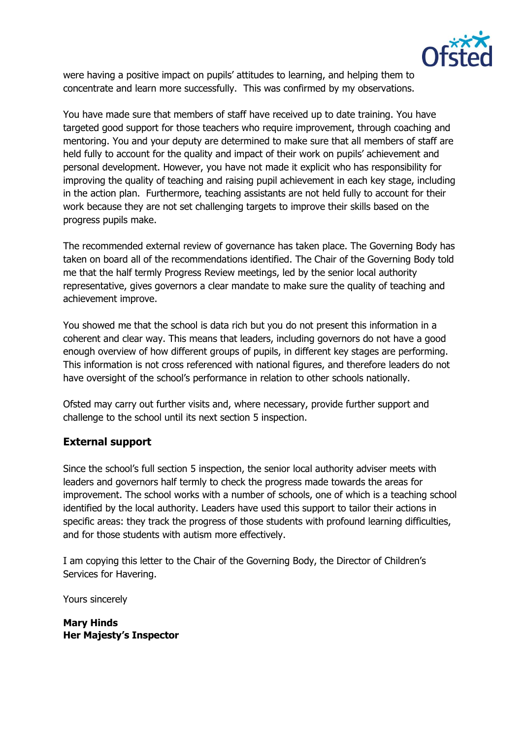were having a positive impact on pupils' attitudes to learning, and helping them to concentrate and learn more successfully. This was confirmed by my observations.

You have made sure that members of staff have received up to date training. You have targeted good support for those teachers who require improvement, through coaching and mentoring. You and your deputy are determined to make sure that all members of staff are held fully to account for the quality and impact of their work on pupils' achievement and personal development. However, you have not made it explicit who has responsibility for improving the quality of teaching and raising pupil achievement in each key stage, including in the action plan. Furthermore, teaching assistants are not held fully to account for their work because they are not set challenging targets to improve their skills based on the progress pupils make.

The recommended external review of governance has taken place. The Governing Body has taken on board all of the recommendations identified. The Chair of the Governing Body told me that the half termly Progress Review meetings, led by the senior local authority representative, gives governors a clear mandate to make sure the quality of teaching and achievement improve.

You showed me that the school is data rich but you do not present this information in a coherent and clear way. This means that leaders, including governors do not have a good enough overview of how different groups of pupils, in different key stages are performing. This information is not cross referenced with national figures, and therefore leaders do not have oversight of the school's performance in relation to other schools nationally.

Ofsted may carry out further visits and, where necessary, provide further support and challenge to the school until its next section 5 inspection.

## External support

Since the school's full section 5 inspection, the senior local authority adviser meets with leaders and governors half termly to check the progress made towards the areas for improvement. The school works with a number of schools, one of which is a teaching school identified by the local authority. Leaders have used this support to tailor their actions in specific areas: they track the progress of those students with profound learning difficulties, and for those students with autism more effectively.

I am copying this letter to the Chair of the Governing Body, the Director of Children's Services for Havering.

Yours sincerely

**Mary Hinds**
**Her Majesty's Inspector**